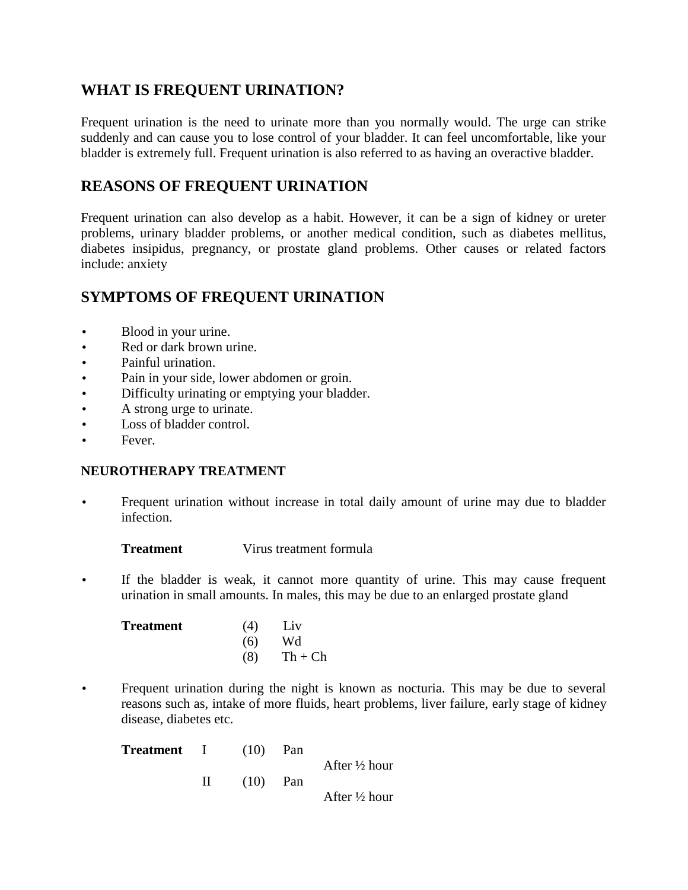## WHAT IS FREQUENT URINATION?

Frequent urination is the need to urinate more than you normally would. The urge can strike suddenly and can cause you to lose control of your bladder. It can feel uncomfortable, like your bladder is extremely full. Frequent urination is also referred to as having an overactive bladder.

## REASONS OF FREQUENT URINATION

Frequent urination can also develop as a habit. However, it can be a sign of kidney or ureter problems, urinary bladder problems, or another medical condition, such as diabetes mellitus, diabetes insipidus, pregnancy, or prostate gland problems. Other causes or related factors include: anxiety

## SYMPTOMS OF FREQUENT URINATION

- Blood in your urine.
- Red or dark brown urine.
- Painful urination.
- Pain in your side, lower abdomen or groin.
- Difficulty urinating or emptying your bladder.
- A strong urge to urinate.
- Loss of bladder control.
- Fever.

### NEUROTHERAPY TREATMENT

- Frequent urination without increase in total daily amount of urine may due to bladder infection.

  **Treatment** Virus treatment formula

- If the bladder is weak, it cannot more quantity of urine. This may cause frequent urination in small amounts. In males, this may be due to an enlarged prostate gland

  **Treatment**
  (4) Liv
  (6) Wd
  (8) Th + Ch

- Frequent urination during the night is known as nocturia. This may be due to several reasons such as, intake of more fluids, heart problems, liver failure, early stage of kidney disease, diabetes etc.

  **Treatment** I (10) Pan
  After ½ hour
  II (10) Pan
  After ½ hour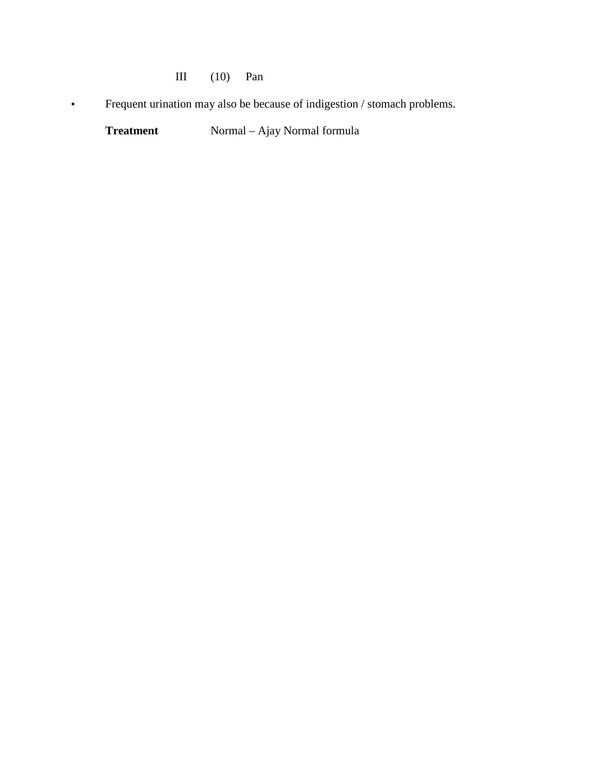III (10) Pan

- Frequent urination may also be because of indigestion / stomach problems.

  **Treatment** Normal – Ajay Normal formula